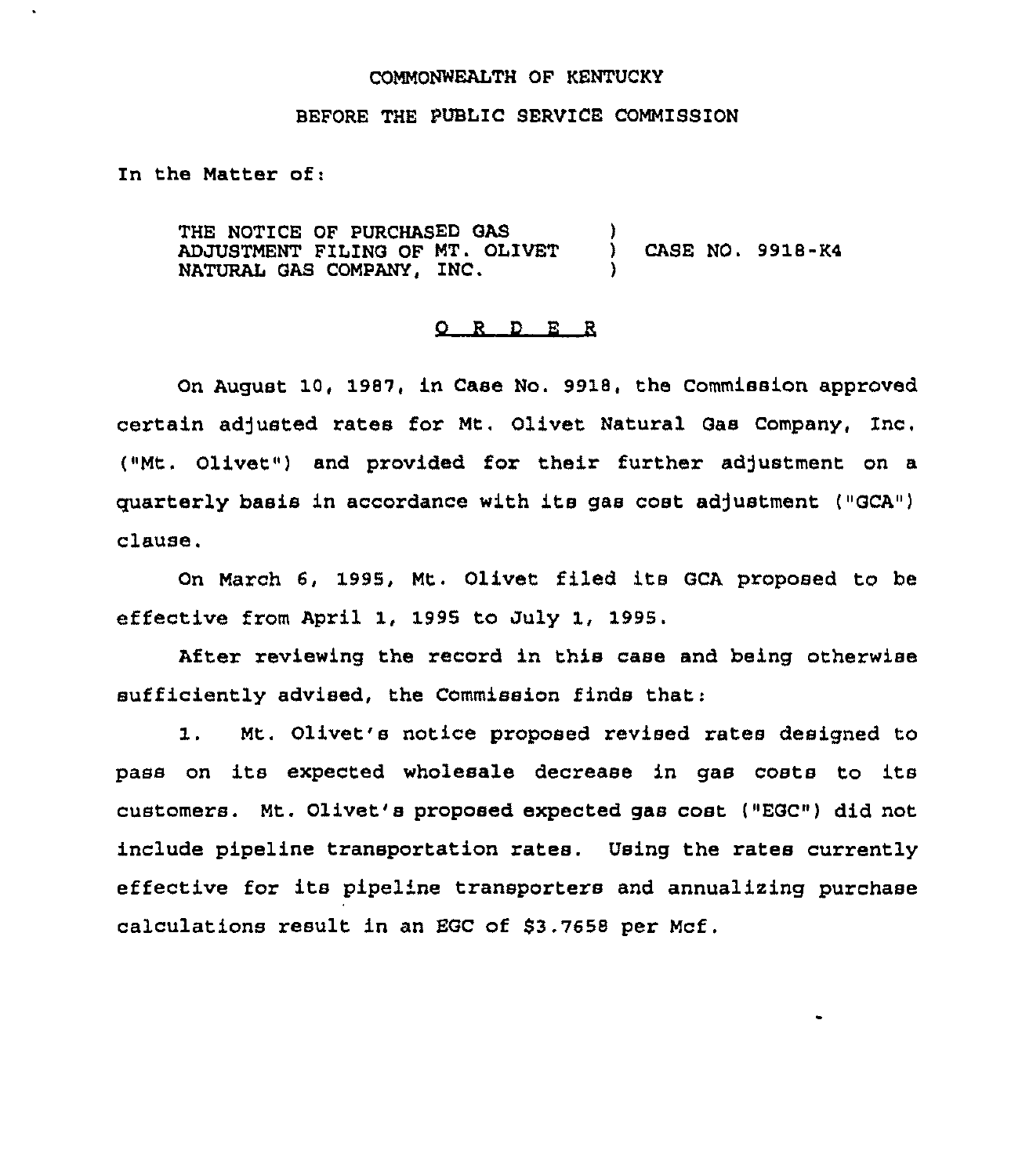COMMONWEALTH OF KENTUCKY

BEFORE THE PUBLIC SERVICE COMMISSION

In the Matter of:

| | | |
|---|---|---|
| THE NOTICE OF PURCHASED GAS ADJUSTMENT FILING OF MT. OLIVET NATURAL GAS COMPANY, INC. | ) ) ) | CASE NO. 9918-K4 |

## O R D E R

On August 10, 1987, in Case No. 9918, the Commission approved certain adjusted rates for Mt. Olivet Natural Gas Company, Inc. ("Mt. Olivet") and provided for their further adjustment on a quarterly basis in accordance with its gas cost adjustment ("GCA") clause.

On March 6, 1995, Mt. Olivet filed its GCA proposed to be effective from April 1, 1995 to July 1, 1995.

After reviewing the record in this case and being otherwise sufficiently advised, the Commission finds that:

1. Mt. Olivet's notice proposed revised rates designed to pass on its expected wholesale decrease in gas costs to its customers. Mt. Olivet's proposed expected gas cost ("EGC") did not include pipeline transportation rates. Using the rates currently effective for its pipeline transporters and annualizing purchase calculations result in an EGC of $3.7658 per Mcf.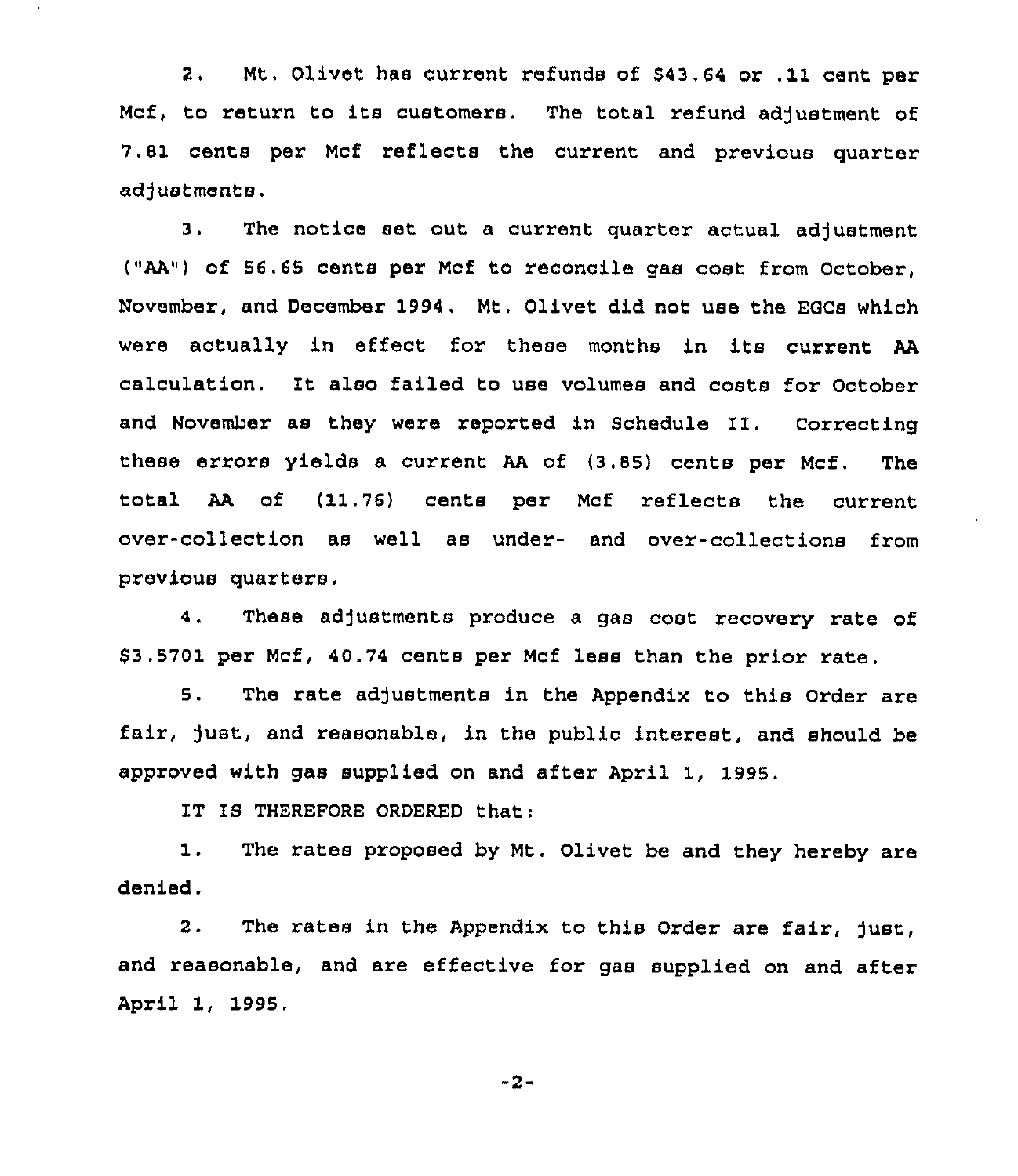2. Mt. Olivet has current refunds of $43.64 or .11 cent per Mcf, to return to its customers. The total refund adjustment of 7.81 cents per Mcf reflects the current and previous quarter adjustments.

3. The notice set out a current quarter actual adjustment ("AA") of 56.65 cents per Mcf to reconcile gas cost from October, November, and December 1994. Mt. Olivet did not use the EGCs which were actually in effect for these months in its current AA calculation. It also failed to use volumes and costs for October and November as they were reported in Schedule II. Correcting these errors yields a current AA of (3.85) cents per Mcf. The total AA of (11.76) cents per Mcf reflects the current over-collection as well as under- and over-collections from previous quarters.

4. These adjustments produce a gas cost recovery rate of $3.5701 per Mcf, 40.74 cents per Mcf less than the prior rate.

5. The rate adjustments in the Appendix to this Order are fair, just, and reasonable, in the public interest, and should be approved with gas supplied on and after April 1, 1995.

IT IS THEREFORE ORDERED that:

1. The rates proposed by Mt. Olivet be and they hereby are denied.

2. The rates in the Appendix to this Order are fair, just, and reasonable, and are effective for gas supplied on and after April 1, 1995.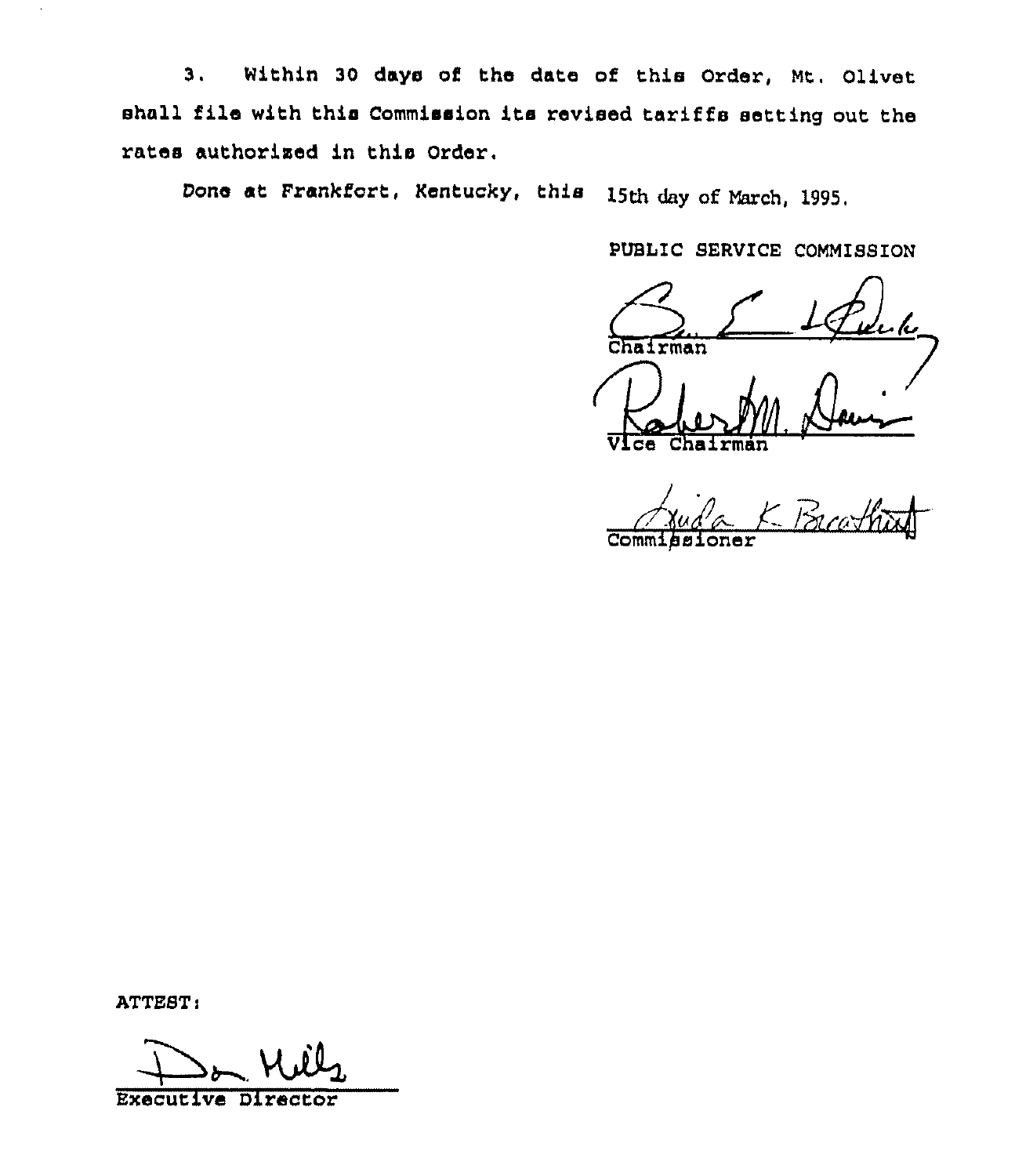3. Within 30 days of the date of this Order, Mt. Olivet shall file with this Commission its revised tariffs setting out the rates authorized in this Order.

Done at Frankfort, Kentucky, this 15th day of March, 1995.

PUBLIC SERVICE COMMISSION

Chairman

Vice Chairman

Commissioner

ATTEST:

Executive Director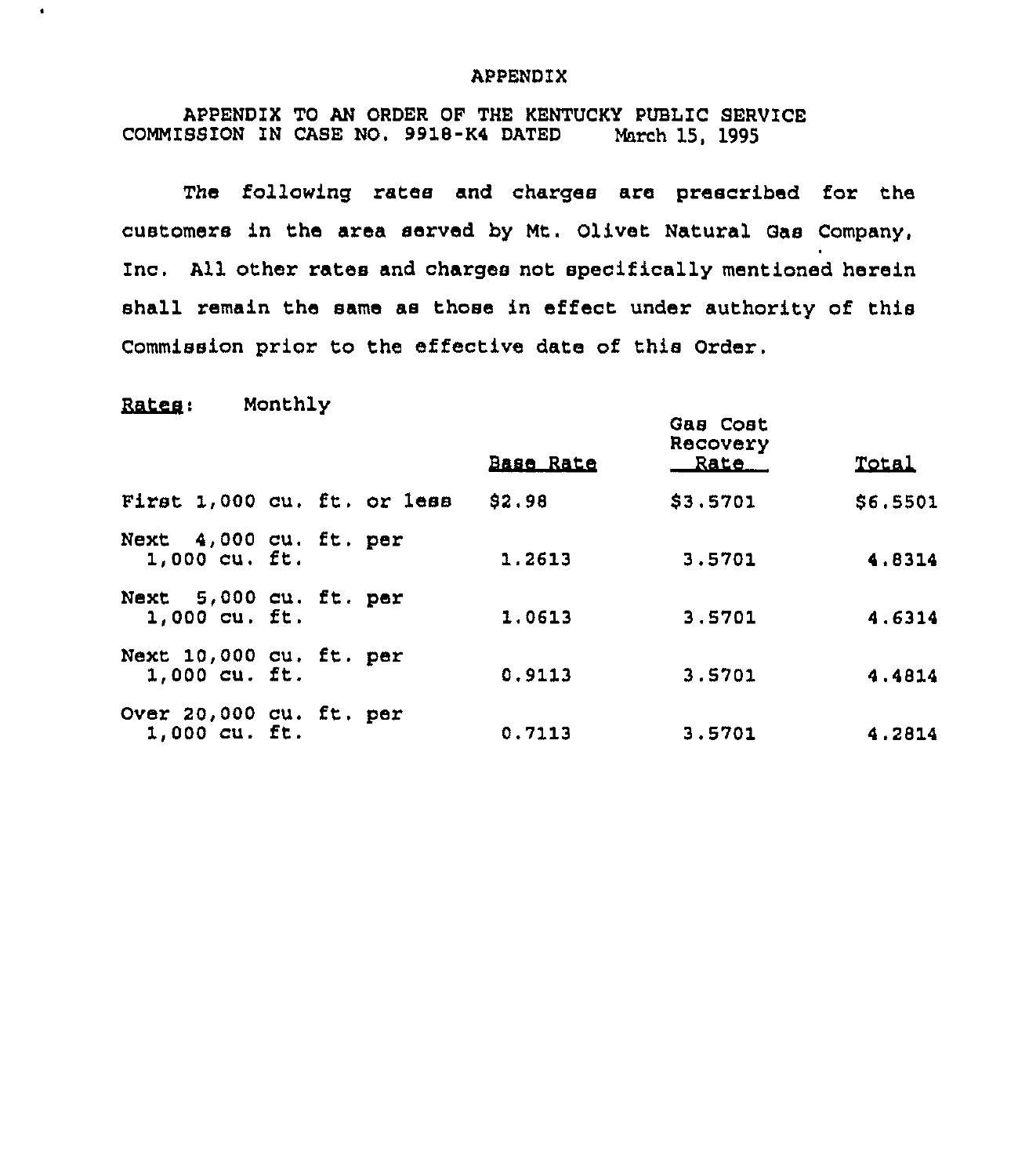# APPENDIX

APPENDIX TO AN ORDER OF THE KENTUCKY PUBLIC SERVICE COMMISSION IN CASE NO. 9918-K4 DATED March 15, 1995

The following rates and charges are prescribed for the customers in the area served by Mt. Olivet Natural Gas Company, Inc. All other rates and charges not specifically mentioned herein shall remain the same as those in effect under authority of this Commission prior to the effective date of this Order.

Rates: Monthly

| | Base Rate | Gas Cost Recovery Rate | Total |
|---|---|---|---|
| First 1,000 cu. ft. or less | $2.98 | $3.5701 | $6.5501 |
| Next 4,000 cu. ft. per 1,000 cu. ft. | 1.2613 | 3.5701 | 4.8314 |
| Next 5,000 cu. ft. per 1,000 cu. ft. | 1.0613 | 3.5701 | 4.6314 |
| Next 10,000 cu. ft. per 1,000 cu. ft. | 0.9113 | 3.5701 | 4.4814 |
| Over 20,000 cu. ft. per 1,000 cu. ft. | 0.7113 | 3.5701 | 4.2814 |